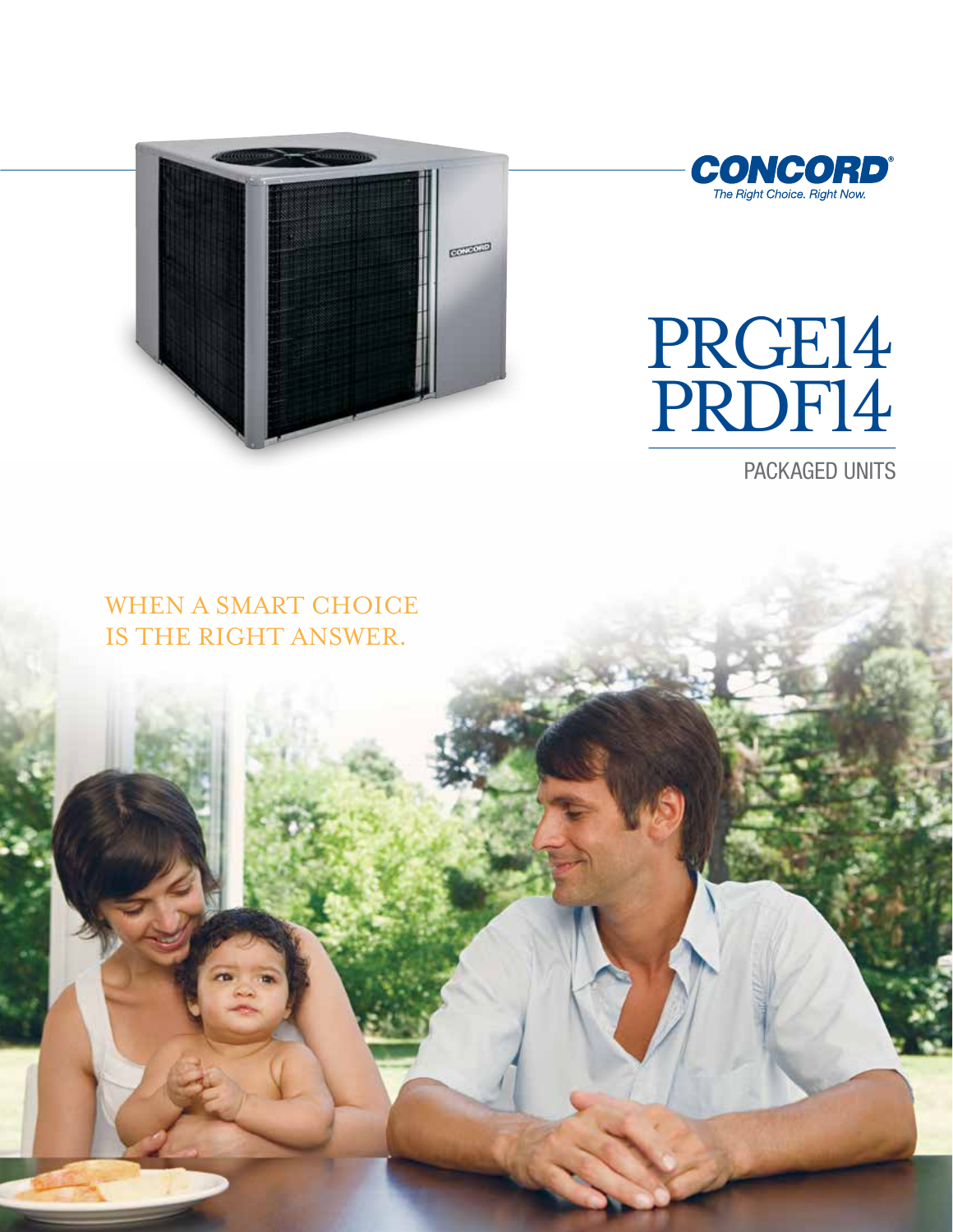**CONCORD®**

*The Right Choice. Right Now.*

# PRGE14
# PRDF14

## PACKAGED UNITS

WHEN A SMART CHOICE IS THE RIGHT ANSWER.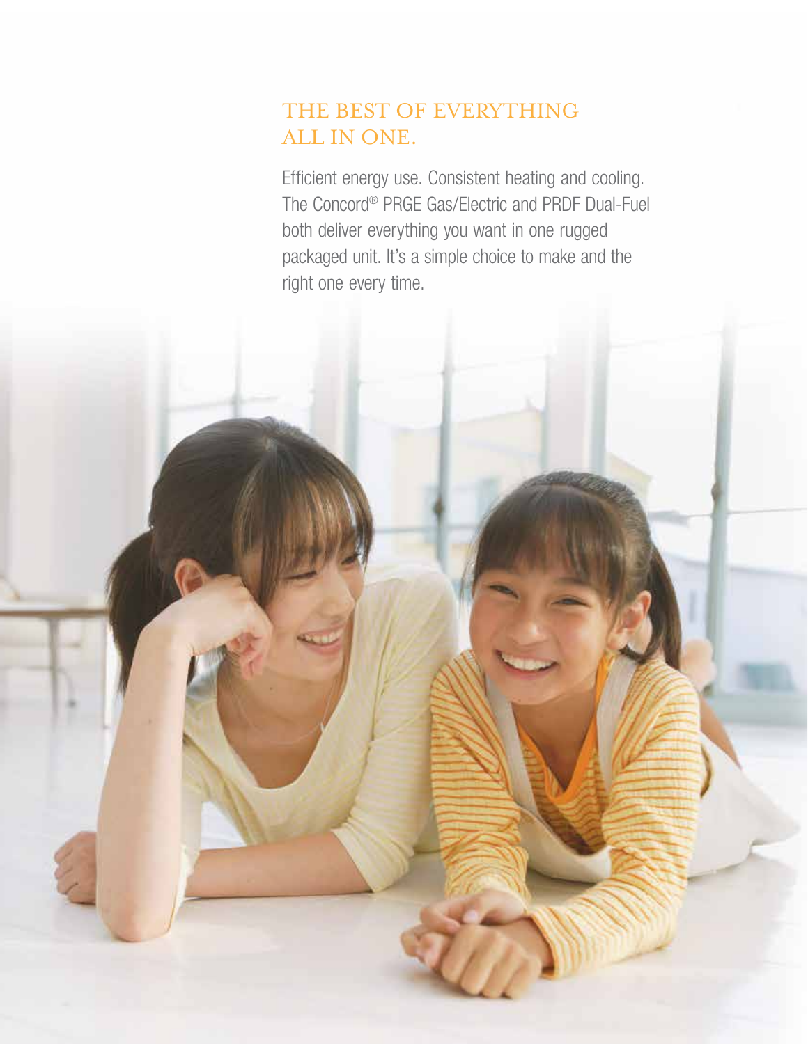## THE BEST OF EVERYTHING ALL IN ONE.

Efficient energy use. Consistent heating and cooling. The Concord® PRGE Gas/Electric and PRDF Dual-Fuel both deliver everything you want in one rugged packaged unit. It's a simple choice to make and the right one every time.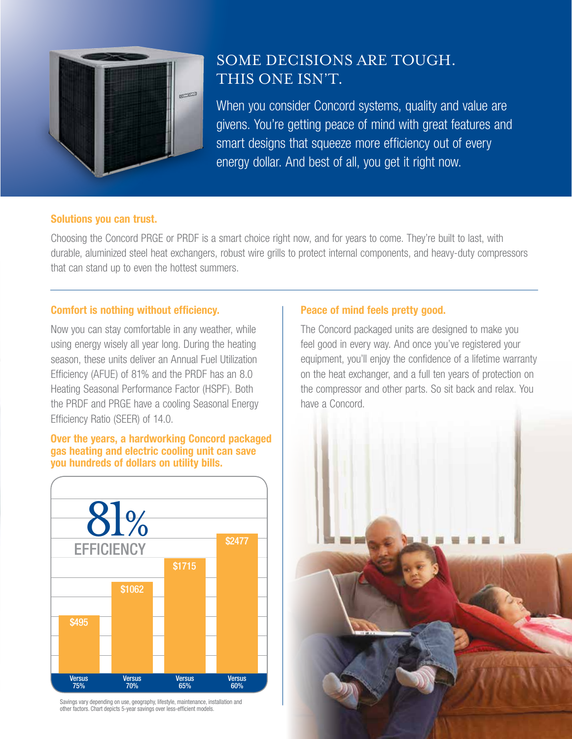# SOME DECISIONS ARE TOUGH. THIS ONE ISN'T.

When you consider Concord systems, quality and value are givens. You're getting peace of mind with great features and smart designs that squeeze more efficiency out of every energy dollar. And best of all, you get it right now.

## Solutions you can trust.

Choosing the Concord PRGE or PRDF is a smart choice right now, and for years to come. They're built to last, with durable, aluminized steel heat exchangers, robust wire grills to protect internal components, and heavy-duty compressors that can stand up to even the hottest summers.

## Comfort is nothing without efficiency.

Now you can stay comfortable in any weather, while using energy wisely all year long. During the heating season, these units deliver an Annual Fuel Utilization Efficiency (AFUE) of 81% and the PRDF has an 8.0 Heating Seasonal Performance Factor (HSPF). Both the PRDF and PRGE have a cooling Seasonal Energy Efficiency Ratio (SEER) of 14.0.

**Over the years, a hardworking Concord packaged gas heating and electric cooling unit can save you hundreds of dollars on utility bills.**

81% EFFICIENCY

| Versus 75% | Versus 70% | Versus 65% | Versus 60% |
|---|---|---|---|
| $495 | $1062 | $1715 | $2477 |

Savings vary depending on use, geography, lifestyle, maintenance, installation and other factors. Chart depicts 5-year savings over less-efficient models.

## Peace of mind feels pretty good.

The Concord packaged units are designed to make you feel good in every way. And once you've registered your equipment, you'll enjoy the confidence of a lifetime warranty on the heat exchanger, and a full ten years of protection on the compressor and other parts. So sit back and relax. You have a Concord.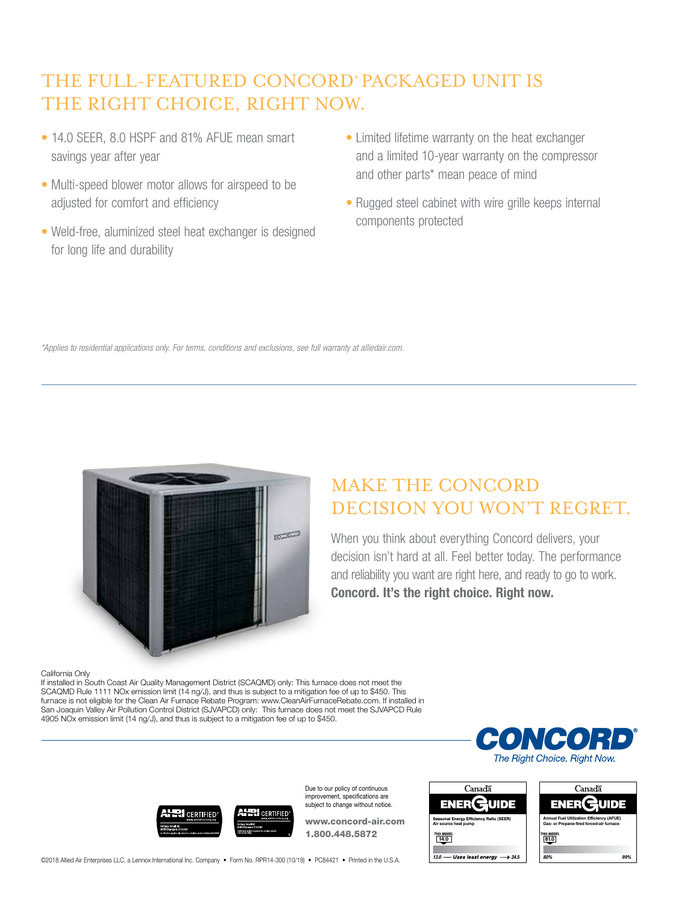# THE FULL-FEATURED CONCORD® PACKAGED UNIT IS THE RIGHT CHOICE, RIGHT NOW.

- 14.0 SEER, 8.0 HSPF and 81% AFUE mean smart savings year after year
- Multi-speed blower motor allows for airspeed to be adjusted for comfort and efficiency
- Weld-free, aluminized steel heat exchanger is designed for long life and durability
- Limited lifetime warranty on the heat exchanger and a limited 10-year warranty on the compressor and other parts* mean peace of mind
- Rugged steel cabinet with wire grille keeps internal components protected

*Applies to residential applications only. For terms, conditions and exclusions, see full warranty at alliedair.com.*

## MAKE THE CONCORD DECISION YOU WON'T REGRET.

When you think about everything Concord delivers, your decision isn't hard at all. Feel better today. The performance and reliability you want are right here, and ready to go to work. **Concord. It's the right choice. Right now.**

California Only
If installed in South Coast Air Quality Management District (SCAQMD) only: This furnace does not meet the SCAQMD Rule 1111 NOx emission limit (14 ng/J), and thus is subject to a mitigation fee of up to $450. This furnace is not eligible for the Clean Air Furnace Rebate Program: www.CleanAirFurnaceRebate.com. If installed in San Joaquin Valley Air Pollution Control District (SJVAPCD) only: This furnace does not meet the SJVAPCD Rule 4905 NOx emission limit (14 ng/J), and thus is subject to a mitigation fee of up to $450.

CONCORD®
The Right Choice. Right Now.

AHRI CERTIFIED®

AHRI CERTIFIED®

Due to our policy of continuous improvement, specifications are subject to change without notice.

**www.concord-air.com**
**1.800.448.5872**

Canada
ENERGUIDE
Seasonal Energy Efficiency Ratio (SEER)
Air source heat pump
THIS MODEL
14.0
13.0 — Uses least energy → 24.5

Canada
ENERGUIDE
Annual Fuel Utilization Efficiency (AFUE)
Gas- or Propane-fired forced-air furnace
THIS MODEL
81.0
80% 99%

©2018 Allied Air Enterprises LLC, a Lennox International Inc. Company • Form No. RPR14-300 (10/18) • PC84421 • Printed in the U.S.A.